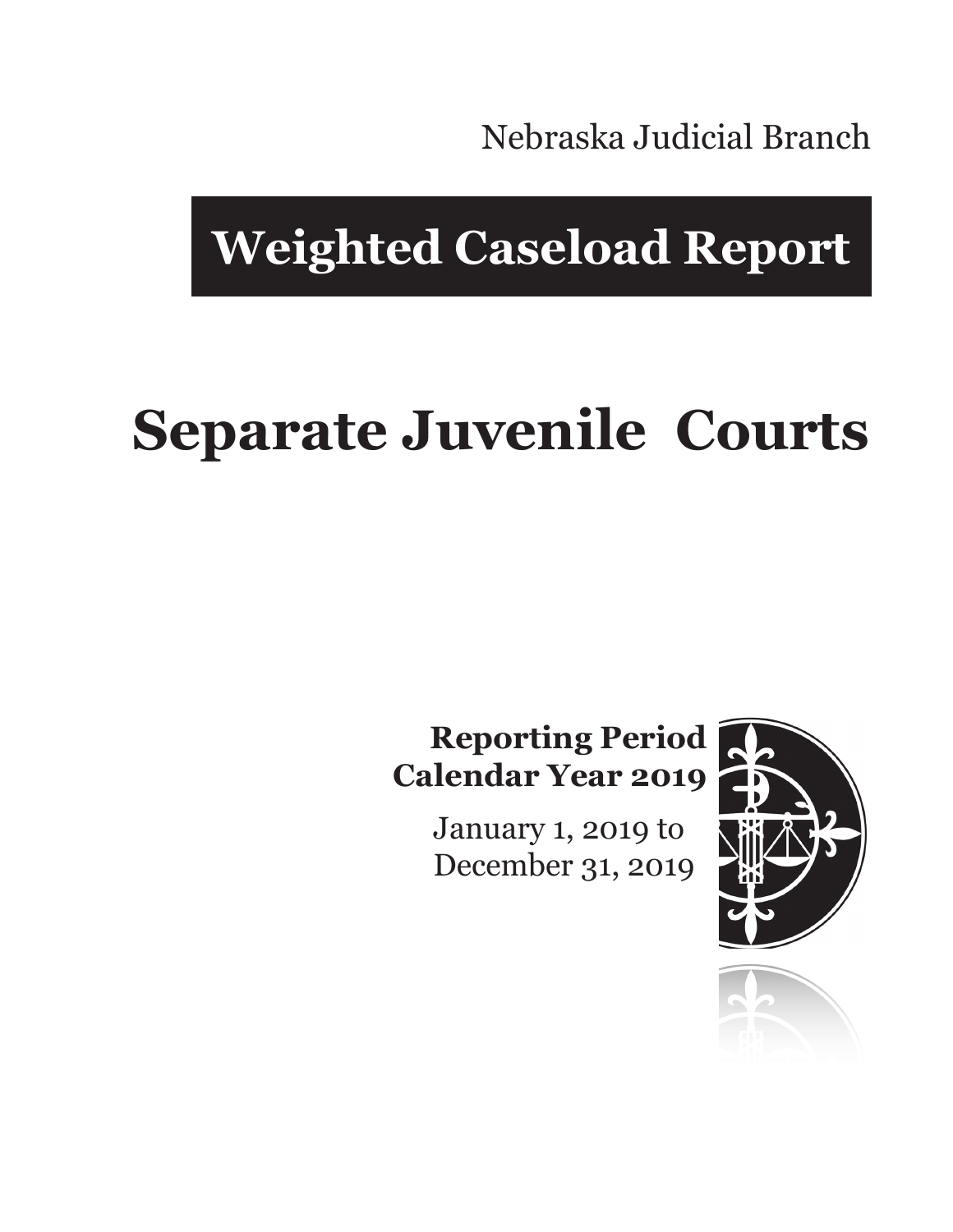Nebraska Judicial Branch

# Weighted Caseload Report

# Separate Juvenile Courts

**Reporting Period**
**Calendar Year 2019**

January 1, 2019 to
December 31, 2019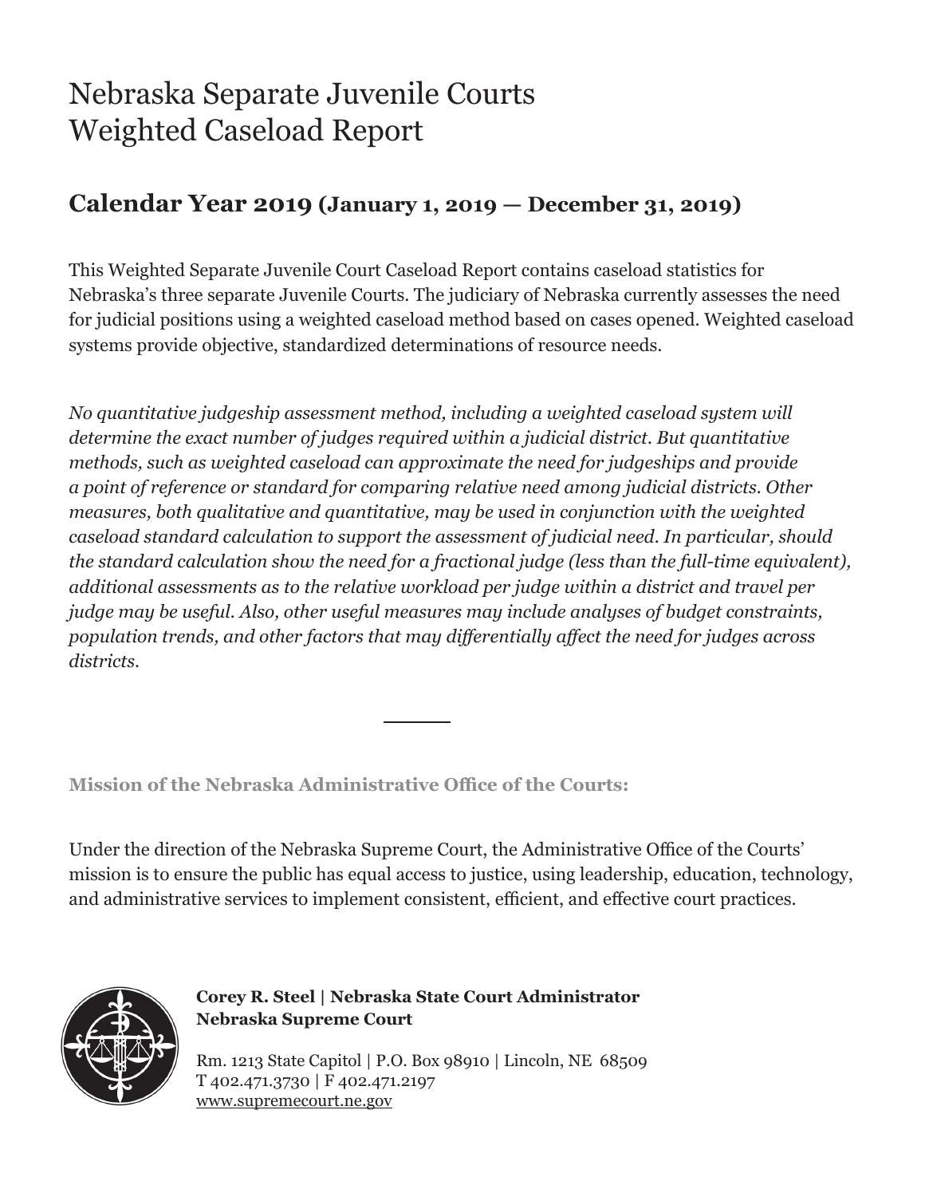# Nebraska Separate Juvenile Courts
# Weighted Caseload Report

## Calendar Year 2019 (January 1, 2019 — December 31, 2019)

This Weighted Separate Juvenile Court Caseload Report contains caseload statistics for Nebraska's three separate Juvenile Courts. The judiciary of Nebraska currently assesses the need for judicial positions using a weighted caseload method based on cases opened. Weighted caseload systems provide objective, standardized determinations of resource needs.

*No quantitative judgeship assessment method, including a weighted caseload system will determine the exact number of judges required within a judicial district. But quantitative methods, such as weighted caseload can approximate the need for judgeships and provide a point of reference or standard for comparing relative need among judicial districts. Other measures, both qualitative and quantitative, may be used in conjunction with the weighted caseload standard calculation to support the assessment of judicial need. In particular, should the standard calculation show the need for a fractional judge (less than the full-time equivalent), additional assessments as to the relative workload per judge within a district and travel per judge may be useful. Also, other useful measures may include analyses of budget constraints, population trends, and other factors that may differentially affect the need for judges across districts.*

---

**Mission of the Nebraska Administrative Office of the Courts:**

Under the direction of the Nebraska Supreme Court, the Administrative Office of the Courts' mission is to ensure the public has equal access to justice, using leadership, education, technology, and administrative services to implement consistent, efficient, and effective court practices.

**Corey R. Steel | Nebraska State Court Administrator**
**Nebraska Supreme Court**

Rm. 1213 State Capitol | P.O. Box 98910 | Lincoln, NE 68509
T 402.471.3730 | F 402.471.2197
www.supremecourt.ne.gov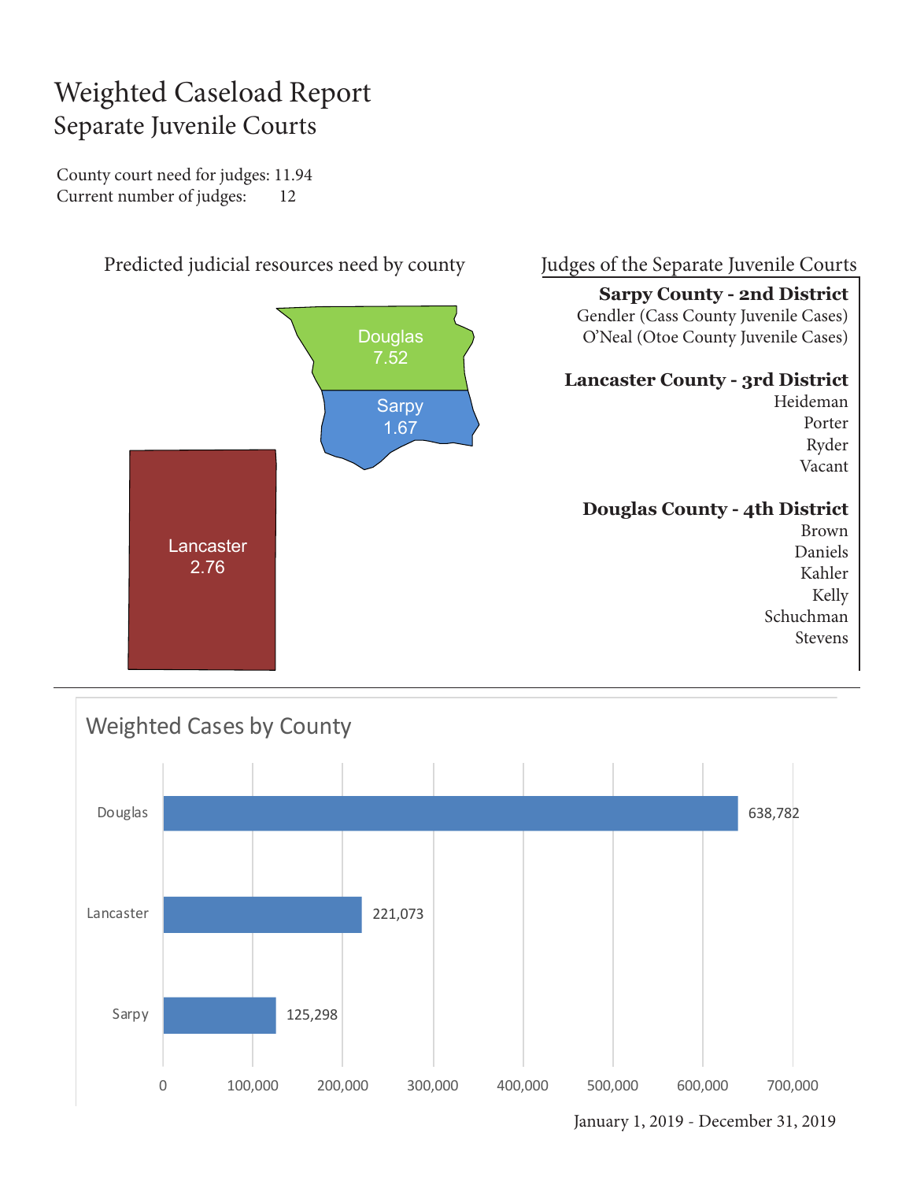# Weighted Caseload Report

## Separate Juvenile Courts

County court need for judges: 11.94
Current number of judges: 12

### Predicted judicial resources need by county

Douglas
7.52

Sarpy
1.67

Lancaster
2.76

### Judges of the Separate Juvenile Courts

**Sarpy County - 2nd District**
Gendler (Cass County Juvenile Cases)
O'Neal (Otoe County Juvenile Cases)

**Lancaster County - 3rd District**
Heideman
Porter
Ryder
Vacant

**Douglas County - 4th District**
Brown
Daniels
Kahler
Kelly
Schuchman
Stevens

### Weighted Cases by County

Douglas 638,782
Lancaster 221,073
Sarpy 125,298

0
100,000
200,000
300,000
400,000
500,000
600,000
700,000

January 1, 2019 - December 31, 2019